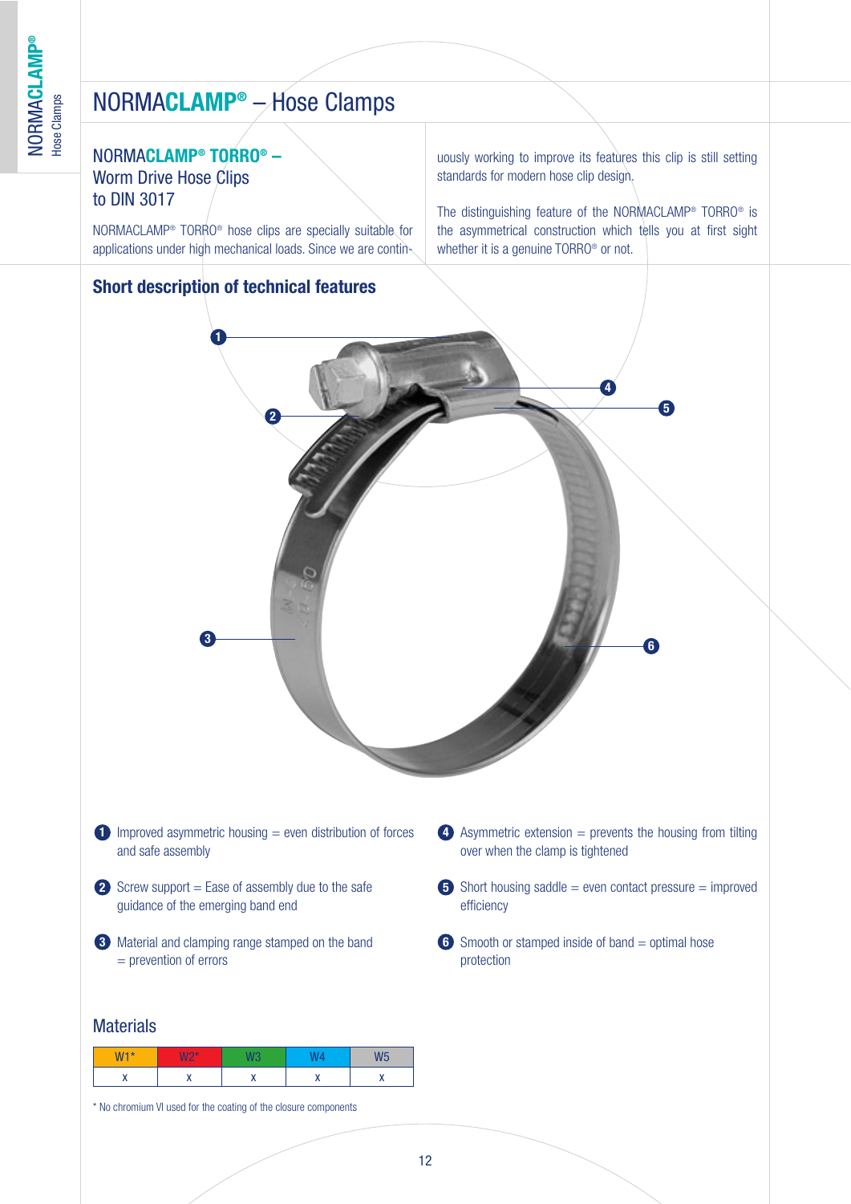# NORMACLAMP® – Hose Clamps

## NORMACLAMP® TORRO® – Worm Drive Hose Clips to DIN 3017

NORMACLAMP® TORRO® hose clips are specially suitable for applications under high mechanical loads. Since we are continuously working to improve its features this clip is still setting standards for modern hose clip design.

The distinguishing feature of the NORMACLAMP® TORRO® is the asymmetrical construction which tells you at first sight whether it is a genuine TORRO® or not.

## Short description of technical features

1. Improved asymmetric housing = even distribution of forces and safe assembly
2. Screw support = Ease of assembly due to the safe guidance of the emerging band end
3. Material and clamping range stamped on the band = prevention of errors
4. Asymmetric extension = prevents the housing from tilting over when the clamp is tightened
5. Short housing saddle = even contact pressure = improved efficiency
6. Smooth or stamped inside of band = optimal hose protection

## Materials

| W1* | W2* | W3 | W4 | W5 |
|---|---|---|---|---|
| x | x | x | x | x |

* No chromium VI used for the coating of the closure components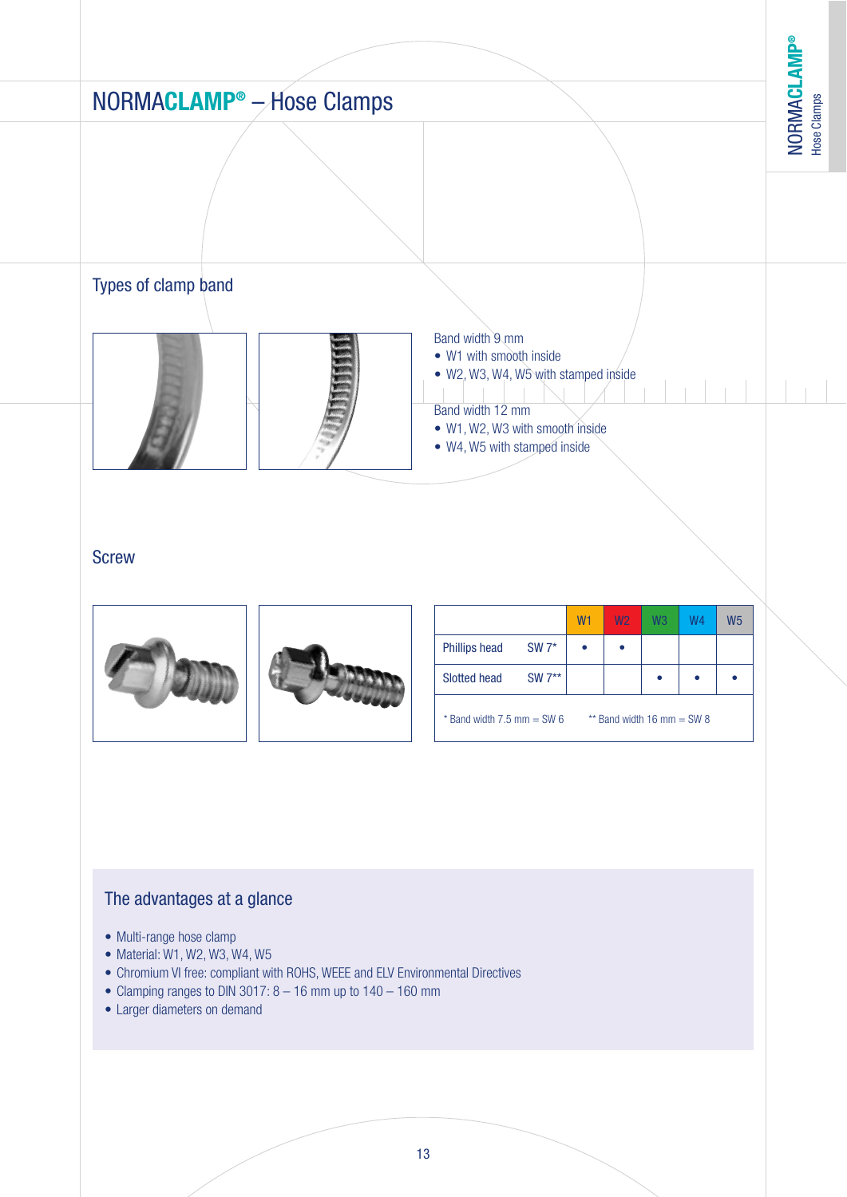# NORMACLAMP® – Hose Clamps

## Types of clamp band

Band width 9 mm
- W1 with smooth inside
- W2, W3, W4, W5 with stamped inside

Band width 12 mm
- W1, W2, W3 with smooth inside
- W4, W5 with stamped inside

## Screw

| | | W1 | W2 | W3 | W4 | W5 |
|---|---|---|---|---|---|---|
| Phillips head | SW 7* | • | • | | | |
| Slotted head | SW 7** | | | • | • | • |

\* Band width 7.5 mm = SW 6  ** Band width 16 mm = SW 8

### The advantages at a glance

- Multi-range hose clamp
- Material: W1, W2, W3, W4, W5
- Chromium VI free: compliant with ROHS, WEEE and ELV Environmental Directives
- Clamping ranges to DIN 3017: 8 – 16 mm up to 140 – 160 mm
- Larger diameters on demand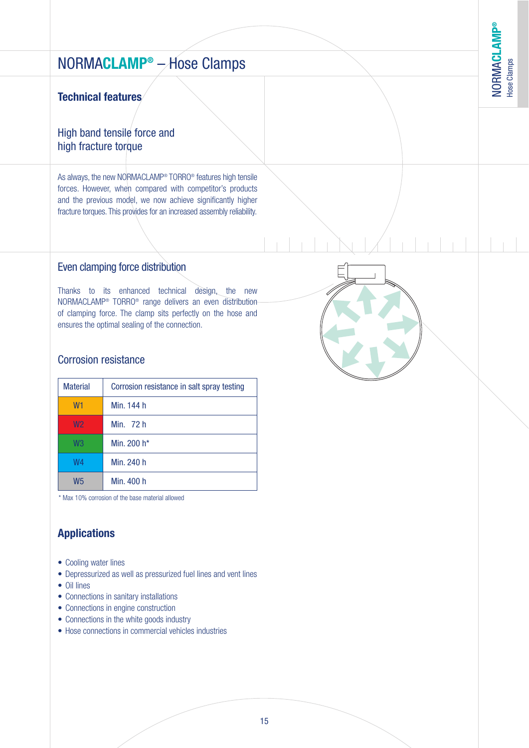# NORMACLAMP® – Hose Clamps

## Technical features

### High band tensile force and high fracture torque

As always, the new NORMACLAMP® TORRO® features high tensile forces. However, when compared with competitor's products and the previous model, we now achieve significantly higher fracture torques. This provides for an increased assembly reliability.

### Even clamping force distribution

Thanks to its enhanced technical design, the new NORMACLAMP® TORRO® range delivers an even distribution of clamping force. The clamp sits perfectly on the hose and ensures the optimal sealing of the connection.

### Corrosion resistance

| Material | Corrosion resistance in salt spray testing |
|---|---|
| W1 | Min. 144 h |
| W2 | Min. 72 h |
| W3 | Min. 200 h* |
| W4 | Min. 240 h |
| W5 | Min. 400 h |

* Max 10% corrosion of the base material allowed

## Applications

- Cooling water lines
- Depressurized as well as pressurized fuel lines and vent lines
- Oil lines
- Connections in sanitary installations
- Connections in engine construction
- Connections in the white goods industry
- Hose connections in commercial vehicles industries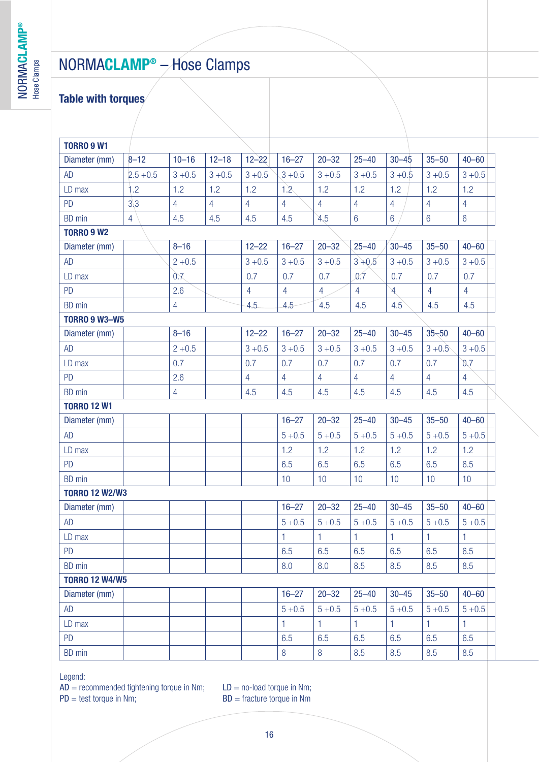# NORMACLAMP® – Hose Clamps

## Table with torques

| TORRO 9 W1 | | | | | | | | | | |
|---|---|---|---|---|---|---|---|---|---|---|
| Diameter (mm) | 8–12 | 10–16 | 12–18 | 12–22 | 16–27 | 20–32 | 25–40 | 30–45 | 35–50 | 40–60 |
| AD | 2.5 +0.5 | 3 +0.5 | 3 +0.5 | 3 +0.5 | 3 +0.5 | 3 +0.5 | 3 +0.5 | 3 +0.5 | 3 +0.5 | 3 +0.5 |
| LD max | 1.2 | 1.2 | 1.2 | 1.2 | 1.2 | 1.2 | 1.2 | 1.2 | 1.2 | 1.2 |
| PD | 3.3 | 4 | 4 | 4 | 4 | 4 | 4 | 4 | 4 | 4 |
| BD min | 4 | 4.5 | 4.5 | 4.5 | 4.5 | 4.5 | 6 | 6 | 6 | 6 |
| **TORRO 9 W2** | | | | | | | | | | |
| Diameter (mm) | | 8–16 | | 12–22 | 16–27 | 20–32 | 25–40 | 30–45 | 35–50 | 40–60 |
| AD | | 2 +0.5 | | 3 +0.5 | 3 +0.5 | 3 +0.5 | 3 +0.5 | 3 +0.5 | 3 +0.5 | 3 +0.5 |
| LD max | | 0.7 | | 0.7 | 0.7 | 0.7 | 0.7 | 0.7 | 0.7 | 0.7 |
| PD | | 2.6 | | 4 | 4 | 4 | 4 | 4 | 4 | 4 |
| BD min | | 4 | | 4.5 | 4.5 | 4.5 | 4.5 | 4.5 | 4.5 | 4.5 |
| **TORRO 9 W3–W5** | | | | | | | | | | |
| Diameter (mm) | | 8–16 | | 12–22 | 16–27 | 20–32 | 25–40 | 30–45 | 35–50 | 40–60 |
| AD | | 2 +0.5 | | 3 +0.5 | 3 +0.5 | 3 +0.5 | 3 +0.5 | 3 +0.5 | 3 +0.5 | 3 +0.5 |
| LD max | | 0.7 | | 0.7 | 0.7 | 0.7 | 0.7 | 0.7 | 0.7 | 0.7 |
| PD | | 2.6 | | 4 | 4 | 4 | 4 | 4 | 4 | 4 |
| BD min | | 4 | | 4.5 | 4.5 | 4.5 | 4.5 | 4.5 | 4.5 | 4.5 |
| **TORRO 12 W1** | | | | | | | | | | |
| Diameter (mm) | | | | | 16–27 | 20–32 | 25–40 | 30–45 | 35–50 | 40–60 |
| AD | | | | | 5 +0.5 | 5 +0.5 | 5 +0.5 | 5 +0.5 | 5 +0.5 | 5 +0.5 |
| LD max | | | | | 1.2 | 1.2 | 1.2 | 1.2 | 1.2 | 1.2 |
| PD | | | | | 6.5 | 6.5 | 6.5 | 6.5 | 6.5 | 6.5 |
| BD min | | | | | 10 | 10 | 10 | 10 | 10 | 10 |
| **TORRO 12 W2/W3** | | | | | | | | | | |
| Diameter (mm) | | | | | 16–27 | 20–32 | 25–40 | 30–45 | 35–50 | 40–60 |
| AD | | | | | 5 +0.5 | 5 +0.5 | 5 +0.5 | 5 +0.5 | 5 +0.5 | 5 +0.5 |
| LD max | | | | | 1 | 1 | 1 | 1 | 1 | 1 |
| PD | | | | | 6.5 | 6.5 | 6.5 | 6.5 | 6.5 | 6.5 |
| BD min | | | | | 8.0 | 8.0 | 8.5 | 8.5 | 8.5 | 8.5 |
| **TORRO 12 W4/W5** | | | | | | | | | | |
| Diameter (mm) | | | | | 16–27 | 20–32 | 25–40 | 30–45 | 35–50 | 40–60 |
| AD | | | | | 5 +0.5 | 5 +0.5 | 5 +0.5 | 5 +0.5 | 5 +0.5 | 5 +0.5 |
| LD max | | | | | 1 | 1 | 1 | 1 | 1 | 1 |
| PD | | | | | 6.5 | 6.5 | 6.5 | 6.5 | 6.5 | 6.5 |
| BD min | | | | | 8 | 8 | 8.5 | 8.5 | 8.5 | 8.5 |

Legend:
AD = recommended tightening torque in Nm;
LD = no-load torque in Nm;
PD = test torque in Nm;
BD = fracture torque in Nm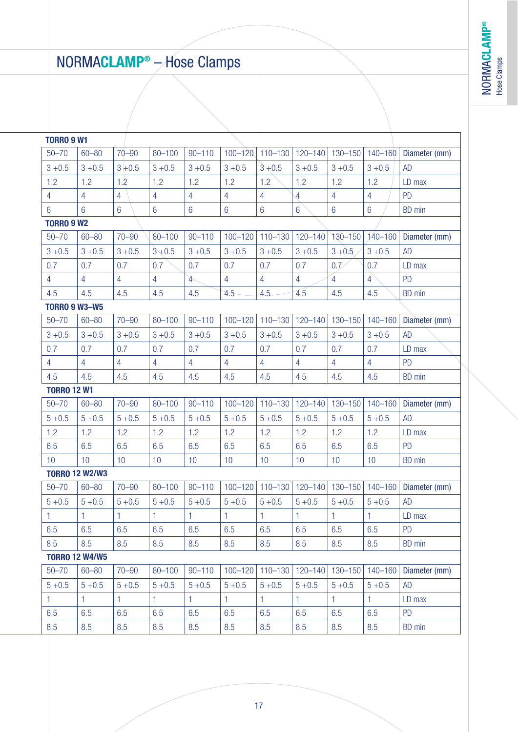# NORMACLAMP® – Hose Clamps

**TORRO 9 W1**

| 50–70 | 60–80 | 70–90 | 80–100 | 90–110 | 100–120 | 110–130 | 120–140 | 130–150 | 140–160 | Diameter (mm) |
|---|---|---|---|---|---|---|---|---|---|---|
| 3 +0.5 | 3 +0.5 | 3 +0.5 | 3 +0.5 | 3 +0.5 | 3 +0.5 | 3 +0.5 | 3 +0.5 | 3 +0.5 | 3 +0.5 | AD |
| 1.2 | 1.2 | 1.2 | 1.2 | 1.2 | 1.2 | 1.2 | 1.2 | 1.2 | 1.2 | LD max |
| 4 | 4 | 4 | 4 | 4 | 4 | 4 | 4 | 4 | 4 | PD |
| 6 | 6 | 6 | 6 | 6 | 6 | 6 | 6 | 6 | 6 | BD min |

**TORRO 9 W2**

| 50–70 | 60–80 | 70–90 | 80–100 | 90–110 | 100–120 | 110–130 | 120–140 | 130–150 | 140–160 | Diameter (mm) |
|---|---|---|---|---|---|---|---|---|---|---|
| 3 +0.5 | 3 +0.5 | 3 +0.5 | 3 +0.5 | 3 +0.5 | 3 +0.5 | 3 +0.5 | 3 +0.5 | 3 +0.5 | 3 +0.5 | AD |
| 0.7 | 0.7 | 0.7 | 0.7 | 0.7 | 0.7 | 0.7 | 0.7 | 0.7 | 0.7 | LD max |
| 4 | 4 | 4 | 4 | 4 | 4 | 4 | 4 | 4 | 4 | PD |
| 4.5 | 4.5 | 4.5 | 4.5 | 4.5 | 4.5 | 4.5 | 4.5 | 4.5 | 4.5 | BD min |

**TORRO 9 W3–W5**

| 50–70 | 60–80 | 70–90 | 80–100 | 90–110 | 100–120 | 110–130 | 120–140 | 130–150 | 140–160 | Diameter (mm) |
|---|---|---|---|---|---|---|---|---|---|---|
| 3 +0.5 | 3 +0.5 | 3 +0.5 | 3 +0.5 | 3 +0.5 | 3 +0.5 | 3 +0.5 | 3 +0.5 | 3 +0.5 | 3 +0.5 | AD |
| 0.7 | 0.7 | 0.7 | 0.7 | 0.7 | 0.7 | 0.7 | 0.7 | 0.7 | 0.7 | LD max |
| 4 | 4 | 4 | 4 | 4 | 4 | 4 | 4 | 4 | 4 | PD |
| 4.5 | 4.5 | 4.5 | 4.5 | 4.5 | 4.5 | 4.5 | 4.5 | 4.5 | 4.5 | BD min |

**TORRO 12 W1**

| 50–70 | 60–80 | 70–90 | 80–100 | 90–110 | 100–120 | 110–130 | 120–140 | 130–150 | 140–160 | Diameter (mm) |
|---|---|---|---|---|---|---|---|---|---|---|
| 5 +0.5 | 5 +0.5 | 5 +0.5 | 5 +0.5 | 5 +0.5 | 5 +0.5 | 5 +0.5 | 5 +0.5 | 5 +0.5 | 5 +0.5 | AD |
| 1.2 | 1.2 | 1.2 | 1.2 | 1.2 | 1.2 | 1.2 | 1.2 | 1.2 | 1.2 | LD max |
| 6.5 | 6.5 | 6.5 | 6.5 | 6.5 | 6.5 | 6.5 | 6.5 | 6.5 | 6.5 | PD |
| 10 | 10 | 10 | 10 | 10 | 10 | 10 | 10 | 10 | 10 | BD min |

**TORRO 12 W2/W3**

| 50–70 | 60–80 | 70–90 | 80–100 | 90–110 | 100–120 | 110–130 | 120–140 | 130–150 | 140–160 | Diameter (mm) |
|---|---|---|---|---|---|---|---|---|---|---|
| 5 +0.5 | 5 +0.5 | 5 +0.5 | 5 +0.5 | 5 +0.5 | 5 +0.5 | 5 +0.5 | 5 +0.5 | 5 +0.5 | 5 +0.5 | AD |
| 1 | 1 | 1 | 1 | 1 | 1 | 1 | 1 | 1 | 1 | LD max |
| 6.5 | 6.5 | 6.5 | 6.5 | 6.5 | 6.5 | 6.5 | 6.5 | 6.5 | 6.5 | PD |
| 8.5 | 8.5 | 8.5 | 8.5 | 8.5 | 8.5 | 8.5 | 8.5 | 8.5 | 8.5 | BD min |

**TORRO 12 W4/W5**

| 50–70 | 60–80 | 70–90 | 80–100 | 90–110 | 100–120 | 110–130 | 120–140 | 130–150 | 140–160 | Diameter (mm) |
|---|---|---|---|---|---|---|---|---|---|---|
| 5 +0.5 | 5 +0.5 | 5 +0.5 | 5 +0.5 | 5 +0.5 | 5 +0.5 | 5 +0.5 | 5 +0.5 | 5 +0.5 | 5 +0.5 | AD |
| 1 | 1 | 1 | 1 | 1 | 1 | 1 | 1 | 1 | 1 | LD max |
| 6.5 | 6.5 | 6.5 | 6.5 | 6.5 | 6.5 | 6.5 | 6.5 | 6.5 | 6.5 | PD |
| 8.5 | 8.5 | 8.5 | 8.5 | 8.5 | 8.5 | 8.5 | 8.5 | 8.5 | 8.5 | BD min |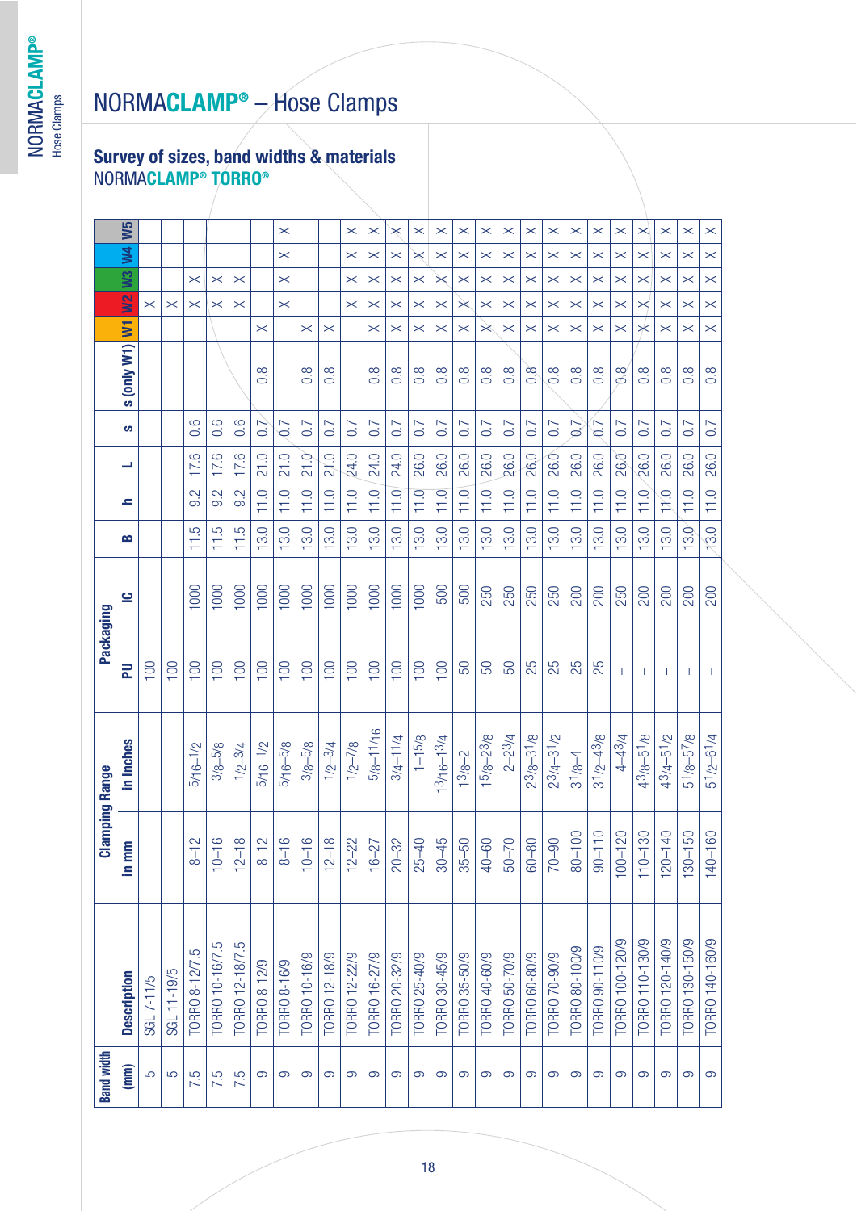# NORMACLAMP® – Hose Clamps

## Survey of sizes, band widths & materials

NORMACLAMP® TORRO®

| Band width (mm) | Description | Clamping Range in mm | Clamping Range in Inches | Packaging PU | Packaging IC | B | h | L | s | s (only W1) | W1 | W2 | W3 | W4 | W5 |
|---|---|---|---|---|---|---|---|---|---|---|---|---|---|---|---|
| 5 | SGL 7-11/5 | | | 100 | | | | | | | | × | | | |
| 5 | SGL 11-19/5 | | | 100 | | | | | | | | × | | | |
| 7.5 | TORRO 8-12/7.5 | 8–12 | 5/16–1/2 | 100 | 1000 | 11.5 | 9.2 | 17.6 | 0.6 | | | × | × | | |
| 7.5 | TORRO 10-16/7.5 | 10–16 | 3/8–5/8 | 100 | 1000 | 11.5 | 9.2 | 17.6 | 0.6 | | | × | × | | |
| 7.5 | TORRO 12-18/7.5 | 12–18 | 1/2–3/4 | 100 | 1000 | 11.5 | 9.2 | 17.6 | 0.6 | | | × | × | | |
| 9 | TORRO 8-12/9 | 8–12 | 5/16–1/2 | 100 | 1000 | 13.0 | 11.0 | 21.0 | 0.7 | 0.8 | × | | | | |
| 9 | TORRO 8-16/9 | 8–16 | 5/16–5/8 | 100 | 1000 | 13.0 | 11.0 | 21.0 | 0.7 | | | × | × | × | × |
| 9 | TORRO 10-16/9 | 10–16 | 3/8–5/8 | 100 | 1000 | 13.0 | 11.0 | 21.0 | 0.7 | 0.8 | × | | | | |
| 9 | TORRO 12-18/9 | 12–18 | 1/2–3/4 | 100 | 1000 | 13.0 | 11.0 | 21.0 | 0.7 | 0.8 | × | | | | |
| 9 | TORRO 12-22/9 | 12–22 | 1/2–7/8 | 100 | 1000 | 13.0 | 11.0 | 24.0 | 0.7 | | | × | × | × | × |
| 9 | TORRO 16-27/9 | 16–27 | 5/8–1 1/16 | 100 | 1000 | 13.0 | 11.0 | 24.0 | 0.7 | 0.8 | × | × | × | × | × |
| 9 | TORRO 20-32/9 | 20–32 | 3/4–1 1/4 | 100 | 1000 | 13.0 | 11.0 | 24.0 | 0.7 | 0.8 | × | × | × | × | × |
| 9 | TORRO 25-40/9 | 25–40 | 1–1 5/8 | 100 | 1000 | 13.0 | 11.0 | 26.0 | 0.7 | 0.8 | × | × | × | × | × |
| 9 | TORRO 30-45/9 | 30–45 | 1 3/16–1 3/4 | 100 | 500 | 13.0 | 11.0 | 26.0 | 0.7 | 0.8 | × | × | × | × | × |
| 9 | TORRO 35-50/9 | 35–50 | 1 3/8–2 | 50 | 500 | 13.0 | 11.0 | 26.0 | 0.7 | 0.8 | × | × | × | × | × |
| 9 | TORRO 40-60/9 | 40–60 | 1 5/8–2 3/8 | 50 | 250 | 13.0 | 11.0 | 26.0 | 0.7 | 0.8 | × | × | × | × | × |
| 9 | TORRO 50-70/9 | 50–70 | 2–2 3/4 | 50 | 250 | 13.0 | 11.0 | 26.0 | 0.7 | 0.8 | × | × | × | × | × |
| 9 | TORRO 60-80/9 | 60–80 | 2 3/8–3 1/8 | 25 | 250 | 13.0 | 11.0 | 26.0 | 0.7 | 0.8 | × | × | × | × | × |
| 9 | TORRO 70-90/9 | 70–90 | 2 3/4–3 1/2 | 25 | 250 | 13.0 | 11.0 | 26.0 | 0.7 | 0.8 | × | × | × | × | × |
| 9 | TORRO 80-100/9 | 80–100 | 3 1/8–4 | 25 | 200 | 13.0 | 11.0 | 26.0 | 0.7 | 0.8 | × | × | × | × | × |
| 9 | TORRO 90-110/9 | 90–110 | 3 1/2–4 3/8 | 25 | 200 | 13.0 | 11.0 | 26.0 | 0.7 | 0.8 | × | × | × | × | × |
| 9 | TORRO 100-120/9 | 100–120 | 4–4 3/4 | – | 250 | 13.0 | 11.0 | 26.0 | 0.7 | 0.8 | × | × | × | × | × |
| 9 | TORRO 110-130/9 | 110–130 | 4 3/8–5 1/8 | – | 200 | 13.0 | 11.0 | 26.0 | 0.7 | 0.8 | × | × | × | × | × |
| 9 | TORRO 120-140/9 | 120–140 | 4 3/4–5 1/2 | – | 200 | 13.0 | 11.0 | 26.0 | 0.7 | 0.8 | × | × | × | × | × |
| 9 | TORRO 130-150/9 | 130–150 | 5 1/8–5 7/8 | – | 200 | 13.0 | 11.0 | 26.0 | 0.7 | 0.8 | × | × | × | × | × |
| 9 | TORRO 140-160/9 | 140–160 | 5 1/2–6 1/4 | – | 200 | 13.0 | 11.0 | 26.0 | 0.7 | 0.8 | × | × | × | × | × |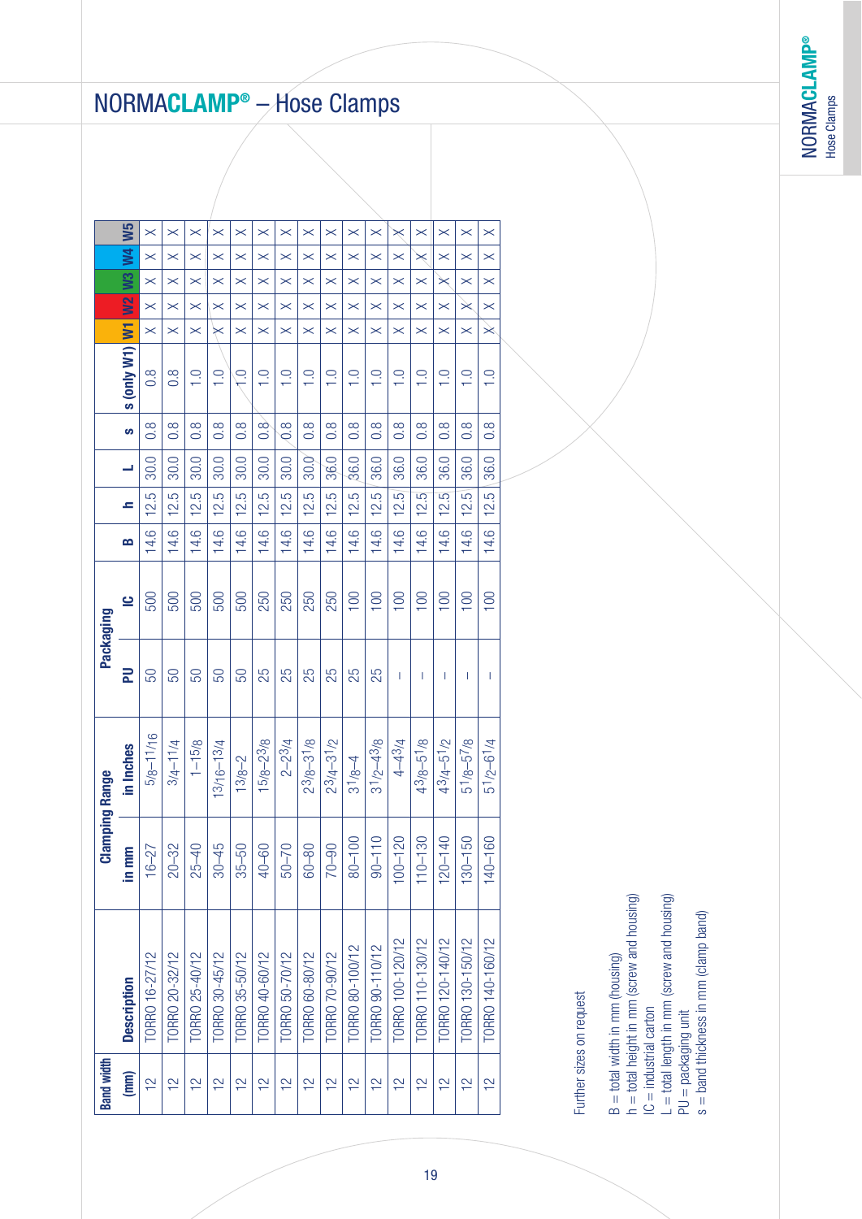# NORMACLAMP® – Hose Clamps

| Band width (mm) | Description | Clamping Range in mm | Clamping Range in Inches | Packaging PU | Packaging IC | B | h | L | s | s (only W1) | W1 | W2 | W3 | W4 | W5 |
|---|---|---|---|---|---|---|---|---|---|---|---|---|---|---|---|
| 12 | TORRO 16-27/12 | 16–27 | 5/8–11/16 | 50 | 500 | 14.6 | 12.5 | 30.0 | 0.8 | 0.8 | × | × | × | × | × |
| 12 | TORRO 20-32/12 | 20–32 | 3/4–11/4 | 50 | 500 | 14.6 | 12.5 | 30.0 | 0.8 | 0.8 | × | × | × | × | × |
| 12 | TORRO 25-40/12 | 25–40 | 1–15/8 | 50 | 500 | 14.6 | 12.5 | 30.0 | 0.8 | 1.0 | × | × | × | × | × |
| 12 | TORRO 30-45/12 | 30–45 | 13/16–13/4 | 50 | 500 | 14.6 | 12.5 | 30.0 | 0.8 | 1.0 | × | × | × | × | × |
| 12 | TORRO 35-50/12 | 35–50 | 13/8–2 | 50 | 500 | 14.6 | 12.5 | 30.0 | 0.8 | 1.0 | × | × | × | × | × |
| 12 | TORRO 40-60/12 | 40–60 | 15/8–23/8 | 25 | 250 | 14.6 | 12.5 | 30.0 | 0.8 | 1.0 | × | × | × | × | × |
| 12 | TORRO 50-70/12 | 50–70 | 2–23/4 | 25 | 250 | 14.6 | 12.5 | 30.0 | 0.8 | 1.0 | × | × | × | × | × |
| 12 | TORRO 60-80/12 | 60–80 | 23/8–31/8 | 25 | 250 | 14.6 | 12.5 | 30.0 | 0.8 | 1.0 | × | × | × | × | × |
| 12 | TORRO 70-90/12 | 70–90 | 23/4–31/2 | 25 | 250 | 14.6 | 12.5 | 36.0 | 0.8 | 1.0 | × | × | × | × | × |
| 12 | TORRO 80-100/12 | 80–100 | 31/8–4 | 25 | 100 | 14.6 | 12.5 | 36.0 | 0.8 | 1.0 | × | × | × | × | × |
| 12 | TORRO 90-110/12 | 90–110 | 31/2–43/8 | 25 | 100 | 14.6 | 12.5 | 36.0 | 0.8 | 1.0 | × | × | × | × | × |
| 12 | TORRO 100-120/12 | 100–120 | 4–43/4 | – | 100 | 14.6 | 12.5 | 36.0 | 0.8 | 1.0 | × | × | × | × | × |
| 12 | TORRO 110-130/12 | 110–130 | 43/8–51/8 | – | 100 | 14.6 | 12.5 | 36.0 | 0.8 | 1.0 | × | × | × | × | × |
| 12 | TORRO 120-140/12 | 120–140 | 43/4–51/2 | – | 100 | 14.6 | 12.5 | 36.0 | 0.8 | 1.0 | × | × | × | × | × |
| 12 | TORRO 130-150/12 | 130–150 | 51/8–57/8 | – | 100 | 14.6 | 12.5 | 36.0 | 0.8 | 1.0 | × | × | × | × | × |
| 12 | TORRO 140-160/12 | 140–160 | 51/2–61/4 | – | 100 | 14.6 | 12.5 | 36.0 | 0.8 | 1.0 | × | × | × | × | × |

Further sizes on request

B = total width in mm (housing)
h = total height in mm (screw and housing)
IC = industrial carton
L = total length in mm (screw and housing)
PU = packaging unit
s = band thickness in mm (clamp band)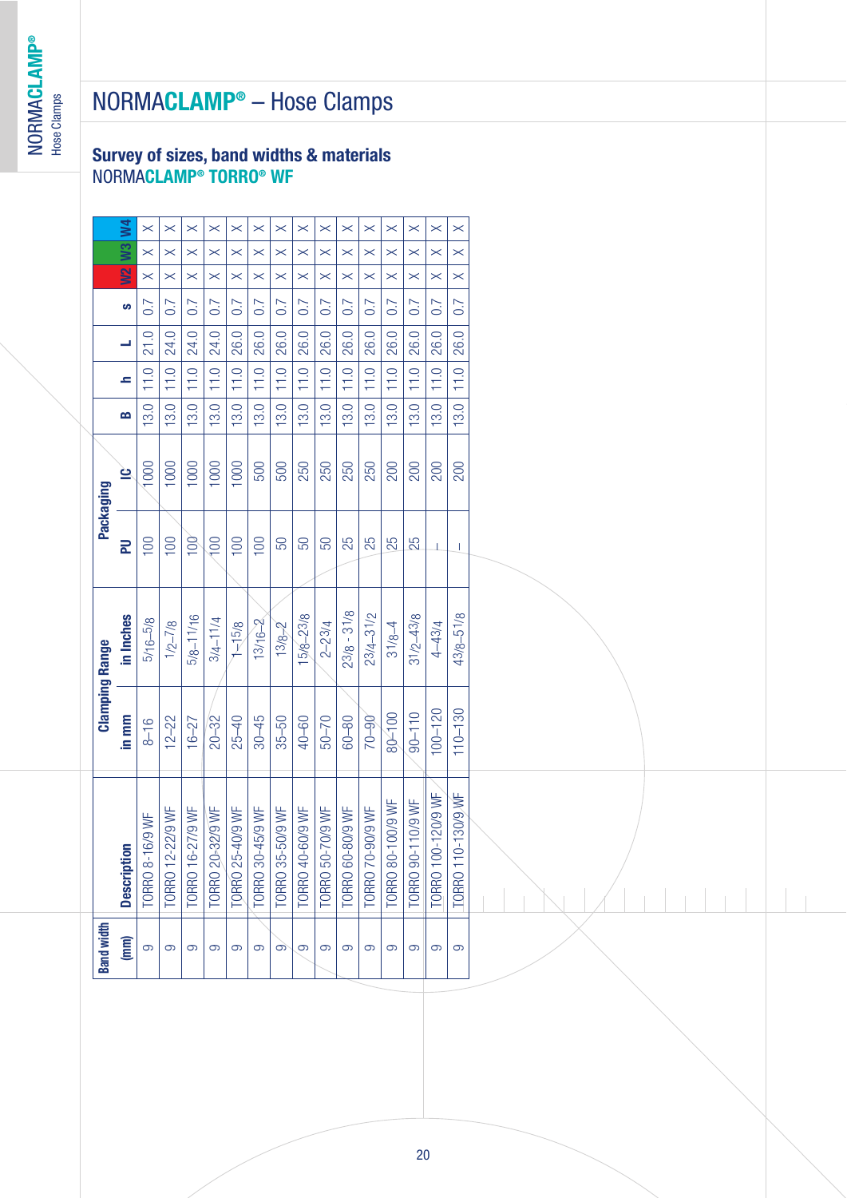# NORMACLAMP® – Hose Clamps

## Survey of sizes, band widths & materials

### NORMACLAMP® TORRO® WF

| Band width (mm) | Description | Clamping Range in mm | Clamping Range in Inches | Packaging PU | Packaging IC | B | h | L | s | W2 | W3 | W4 |
|---|---|---|---|---|---|---|---|---|---|---|---|---|
| 9 | TORRO 8-16/9 WF | 8–16 | 5/16–5/8 | 100 | 1000 | 13.0 | 11.0 | 21.0 | 0.7 | × | × | × |
| 9 | TORRO 12-22/9 WF | 12–22 | 1/2–7/8 | 100 | 1000 | 13.0 | 11.0 | 24.0 | 0.7 | × | × | × |
| 9 | TORRO 16-27/9 WF | 16–27 | 5/8–11/16 | 100 | 1000 | 13.0 | 11.0 | 24.0 | 0.7 | × | × | × |
| 9 | TORRO 20-32/9 WF | 20–32 | 3/4–11/4 | 100 | 1000 | 13.0 | 11.0 | 24.0 | 0.7 | × | × | × |
| 9 | TORRO 25-40/9 WF | 25–40 | 1–15/8 | 100 | 1000 | 13.0 | 11.0 | 26.0 | 0.7 | × | × | × |
| 9 | TORRO 30-45/9 WF | 30–45 | 13/16–2 | 100 | 500 | 13.0 | 11.0 | 26.0 | 0.7 | × | × | × |
| 9 | TORRO 35-50/9 WF | 35–50 | 13/8–2 | 50 | 500 | 13.0 | 11.0 | 26.0 | 0.7 | × | × | × |
| 9 | TORRO 40-60/9 WF | 40–60 | 15/8–23/8 | 50 | 250 | 13.0 | 11.0 | 26.0 | 0.7 | × | × | × |
| 9 | TORRO 50-70/9 WF | 50–70 | 2–23/4 | 50 | 250 | 13.0 | 11.0 | 26.0 | 0.7 | × | × | × |
| 9 | TORRO 60-80/9 WF | 60–80 | 23/8 - 31/8 | 25 | 250 | 13.0 | 11.0 | 26.0 | 0.7 | × | × | × |
| 9 | TORRO 70-90/9 WF | 70–90 | 23/4–31/2 | 25 | 250 | 13.0 | 11.0 | 26.0 | 0.7 | × | × | × |
| 9 | TORRO 80-100/9 WF | 80–100 | 31/8–4 | 25 | 200 | 13.0 | 11.0 | 26.0 | 0.7 | × | × | × |
| 9 | TORRO 90-110/9 WF | 90–110 | 31/2–43/8 | 25 | 200 | 13.0 | 11.0 | 26.0 | 0.7 | × | × | × |
| 9 | TORRO 100-120/9 WF | 100–120 | 4–43/4 | – | 200 | 13.0 | 11.0 | 26.0 | 0.7 | × | × | × |
| 9 | TORRO 110-130/9 WF | 110–130 | 43/8–51/8 | – | 200 | 13.0 | 11.0 | 26.0 | 0.7 | × | × | × |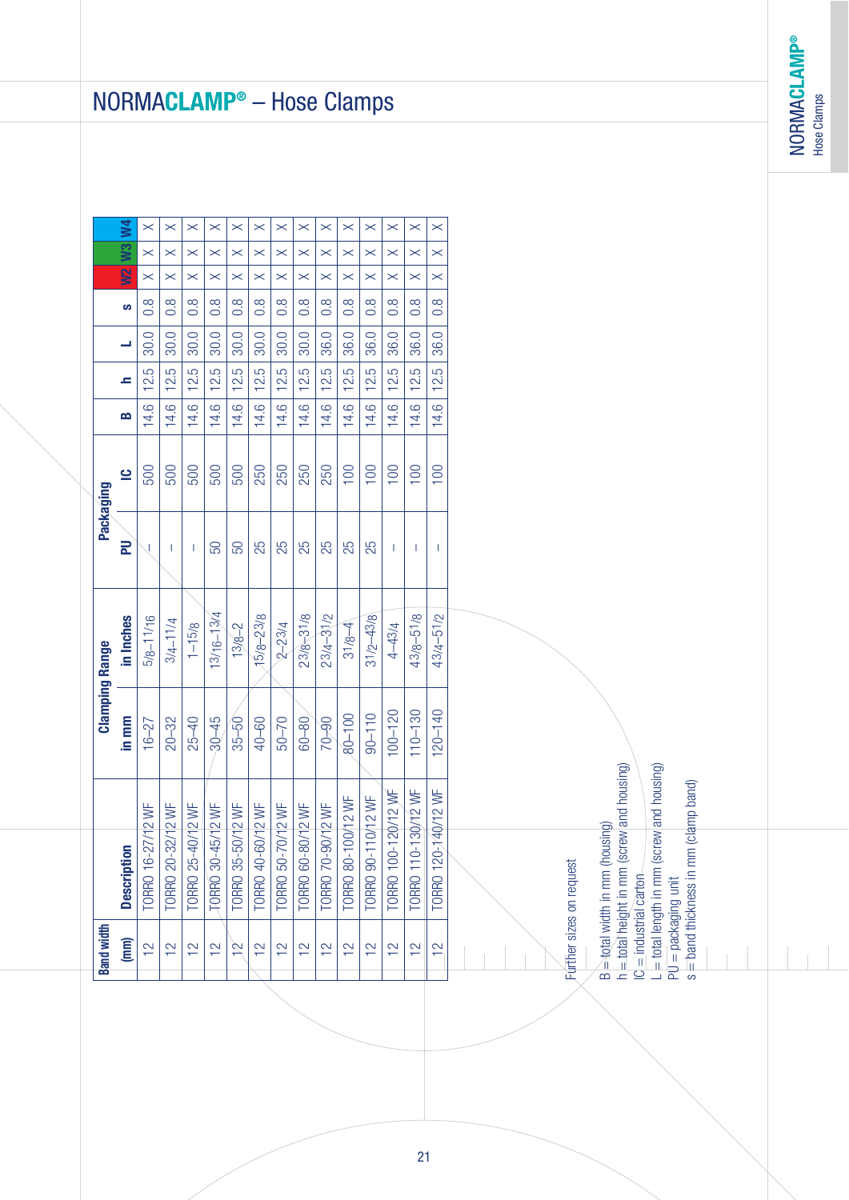# NORMACLAMP® – Hose Clamps

| Band width (mm) | Description | Clamping Range in mm | Clamping Range in Inches | Packaging PU | Packaging IC | B | h | L | s | W2 | W3 | W4 |
|---|---|---|---|---|---|---|---|---|---|---|---|---|
| 12 | TORRO 16-27/12 WF | 16–27 | 5/8–11/16 | – | 500 | 14.6 | 12.5 | 30.0 | 0.8 | × | × | × |
| 12 | TORRO 20-32/12 WF | 20–32 | 3/4–11/4 | – | 500 | 14.6 | 12.5 | 30.0 | 0.8 | × | × | × |
| 12 | TORRO 25-40/12 WF | 25–40 | 1–15/8 | – | 500 | 14.6 | 12.5 | 30.0 | 0.8 | × | × | × |
| 12 | TORRO 30-45/12 WF | 30–45 | 13/16–13/4 | 50 | 500 | 14.6 | 12.5 | 30.0 | 0.8 | × | × | × |
| 12 | TORRO 35-50/12 WF | 35–50 | 13/8–2 | 50 | 500 | 14.6 | 12.5 | 30.0 | 0.8 | × | × | × |
| 12 | TORRO 40-60/12 WF | 40–60 | 15/8–23/8 | 25 | 250 | 14.6 | 12.5 | 30.0 | 0.8 | × | × | × |
| 12 | TORRO 50-70/12 WF | 50–70 | 2–23/4 | 25 | 250 | 14.6 | 12.5 | 30.0 | 0.8 | × | × | × |
| 12 | TORRO 60-80/12 WF | 60–80 | 23/8–31/8 | 25 | 250 | 14.6 | 12.5 | 30.0 | 0.8 | × | × | × |
| 12 | TORRO 70-90/12 WF | 70–90 | 23/4–31/2 | 25 | 250 | 14.6 | 12.5 | 36.0 | 0.8 | × | × | × |
| 12 | TORRO 80-100/12 WF | 80–100 | 31/8–4 | 25 | 100 | 14.6 | 12.5 | 36.0 | 0.8 | × | × | × |
| 12 | TORRO 90-110/12 WF | 90–110 | 31/2–43/8 | 25 | 100 | 14.6 | 12.5 | 36.0 | 0.8 | × | × | × |
| 12 | TORRO 100-120/12 WF | 100–120 | 4–43/4 | – | 100 | 14.6 | 12.5 | 36.0 | 0.8 | × | × | × |
| 12 | TORRO 110-130/12 WF | 110–130 | 43/8–51/8 | – | 100 | 14.6 | 12.5 | 36.0 | 0.8 | × | × | × |
| 12 | TORRO 120-140/12 WF | 120–140 | 43/4–51/2 | – | 100 | 14.6 | 12.5 | 36.0 | 0.8 | × | × | × |

Further sizes on request

B = total width in mm (housing)
h = total height in mm (screw and housing)
IC = industrial carton
L = total length in mm (screw and housing)
PU = packaging unit
s = band thickness in mm (clamp band)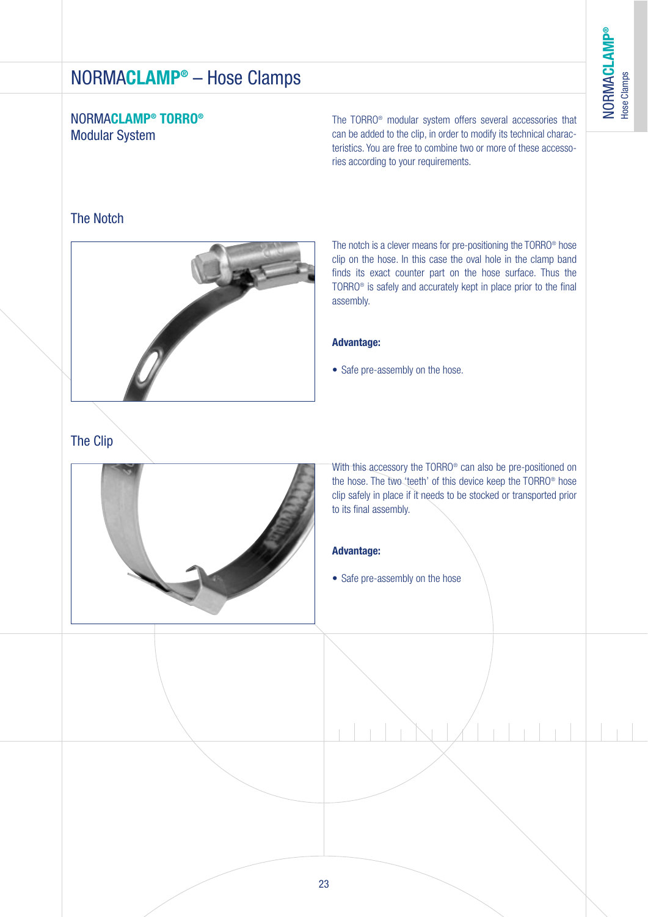# NORMACLAMP® – Hose Clamps

## NORMACLAMP® TORRO® Modular System

The TORRO® modular system offers several accessories that can be added to the clip, in order to modify its technical characteristics. You are free to combine two or more of these accessories according to your requirements.

## The Notch

The notch is a clever means for pre-positioning the TORRO® hose clip on the hose. In this case the oval hole in the clamp band finds its exact counter part on the hose surface. Thus the TORRO® is safely and accurately kept in place prior to the final assembly.

**Advantage:**

- Safe pre-assembly on the hose.

## The Clip

With this accessory the TORRO® can also be pre-positioned on the hose. The two 'teeth' of this device keep the TORRO® hose clip safely in place if it needs to be stocked or transported prior to its final assembly.

**Advantage:**

- Safe pre-assembly on the hose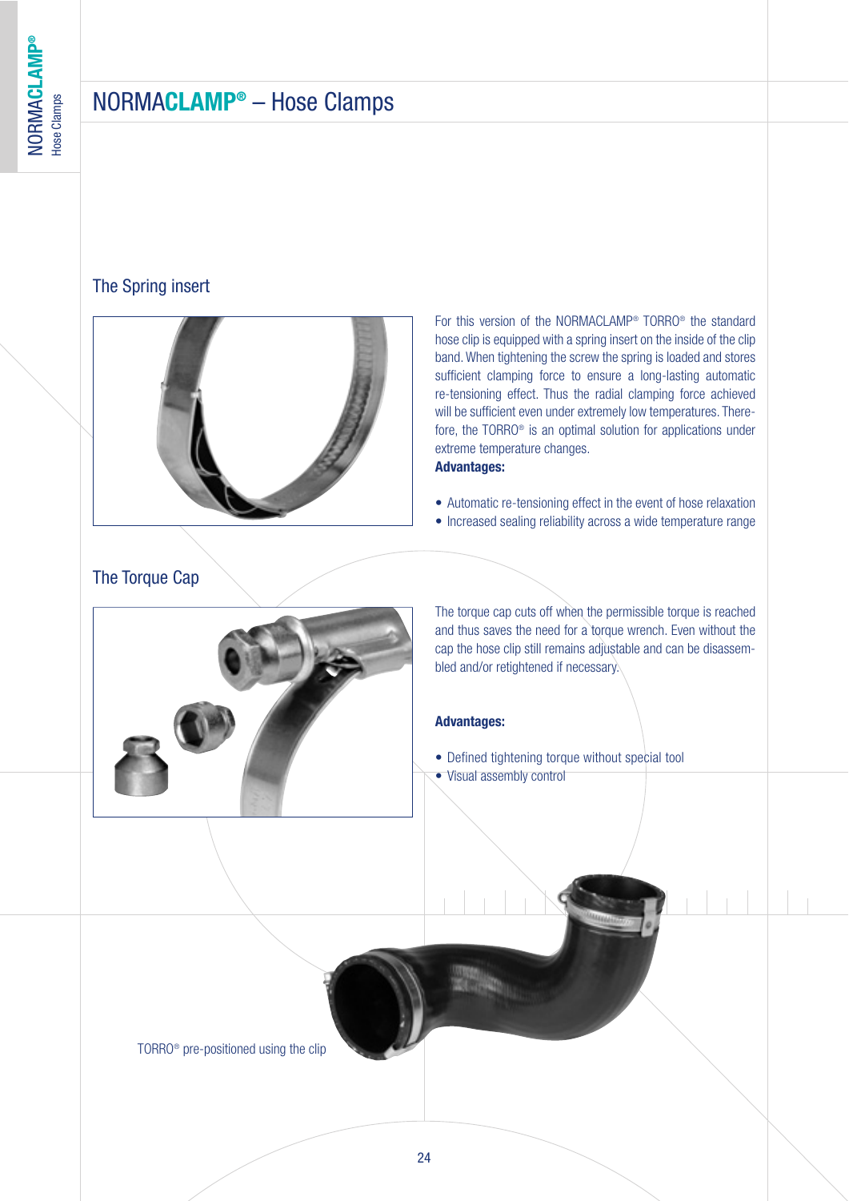# NORMACLAMP® – Hose Clamps

## The Spring insert

For this version of the NORMACLAMP® TORRO® the standard hose clip is equipped with a spring insert on the inside of the clip band. When tightening the screw the spring is loaded and stores sufficient clamping force to ensure a long-lasting automatic re-tensioning effect. Thus the radial clamping force achieved will be sufficient even under extremely low temperatures. Therefore, the TORRO® is an optimal solution for applications under extreme temperature changes.

**Advantages:**

- Automatic re-tensioning effect in the event of hose relaxation
- Increased sealing reliability across a wide temperature range

## The Torque Cap

The torque cap cuts off when the permissible torque is reached and thus saves the need for a torque wrench. Even without the cap the hose clip still remains adjustable and can be disassembled and/or retightened if necessary.

**Advantages:**

- Defined tightening torque without special tool
- Visual assembly control

TORRO® pre-positioned using the clip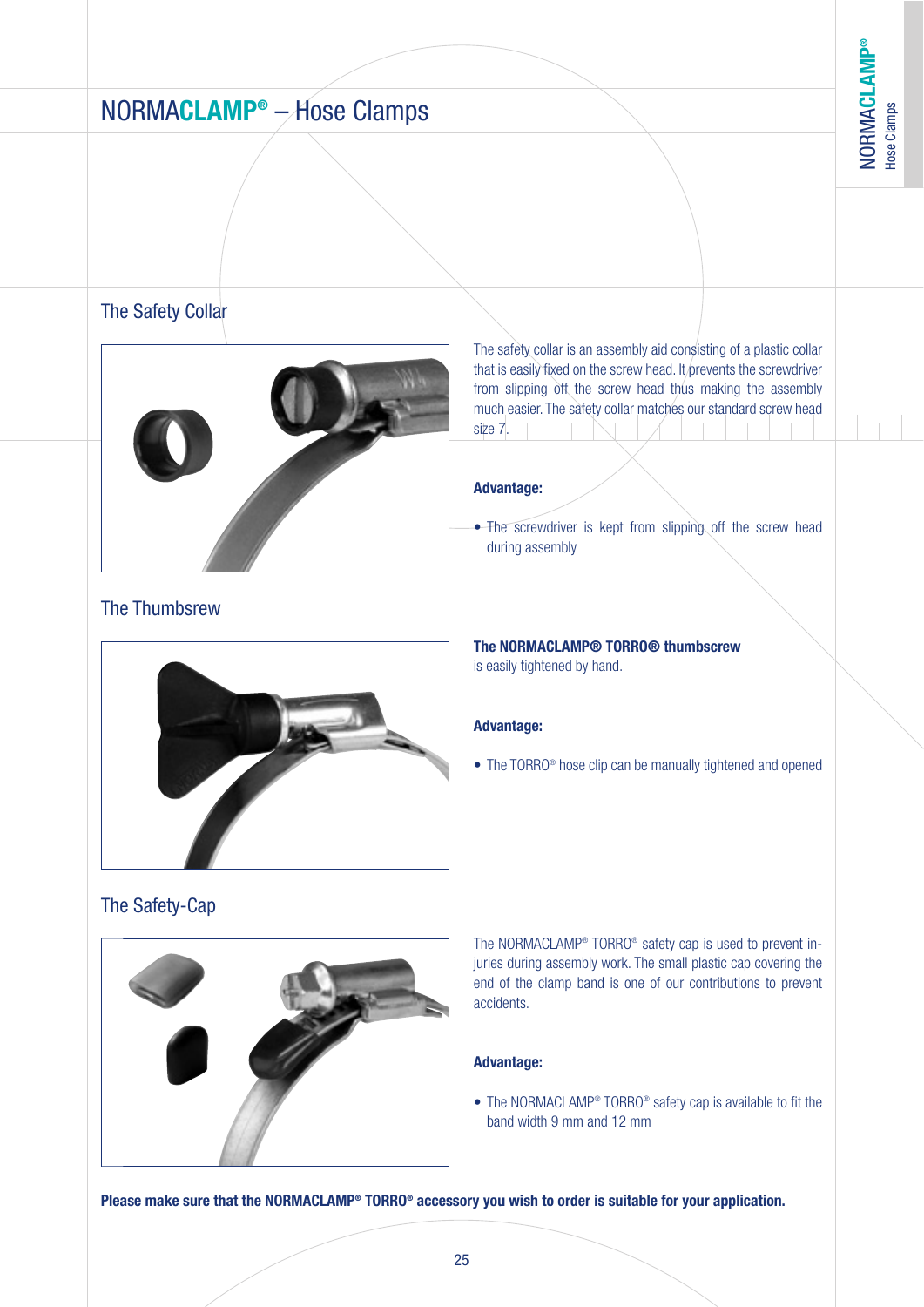# NORMACLAMP® – Hose Clamps

## The Safety Collar

The safety collar is an assembly aid consisting of a plastic collar that is easily fixed on the screw head. It prevents the screwdriver from slipping off the screw head thus making the assembly much easier. The safety collar matches our standard screw head size 7.

**Advantage:**

- The screwdriver is kept from slipping off the screw head during assembly

## The Thumbsrew

**The NORMACLAMP® TORRO® thumbscrew** is easily tightened by hand.

**Advantage:**

- The TORRO® hose clip can be manually tightened and opened

## The Safety-Cap

The NORMACLAMP® TORRO® safety cap is used to prevent injuries during assembly work. The small plastic cap covering the end of the clamp band is one of our contributions to prevent accidents.

**Advantage:**

- The NORMACLAMP® TORRO® safety cap is available to fit the band width 9 mm and 12 mm

**Please make sure that the NORMACLAMP® TORRO® accessory you wish to order is suitable for your application.**